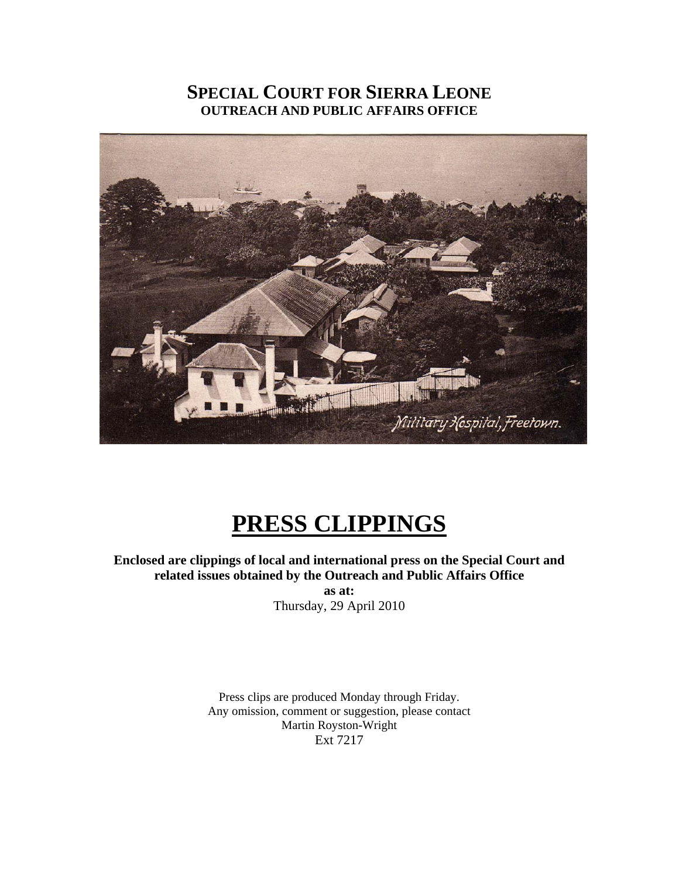# SPECIAL COURT FOR SIERRA LEONE
## OUTREACH AND PUBLIC AFFAIRS OFFICE

Military Hospital, Freetown.

# PRESS CLIPPINGS

**Enclosed are clippings of local and international press on the Special Court and related issues obtained by the Outreach and Public Affairs Office**
**as at:**
Thursday, 29 April 2010

Press clips are produced Monday through Friday.
Any omission, comment or suggestion, please contact
Martin Royston-Wright
Ext 7217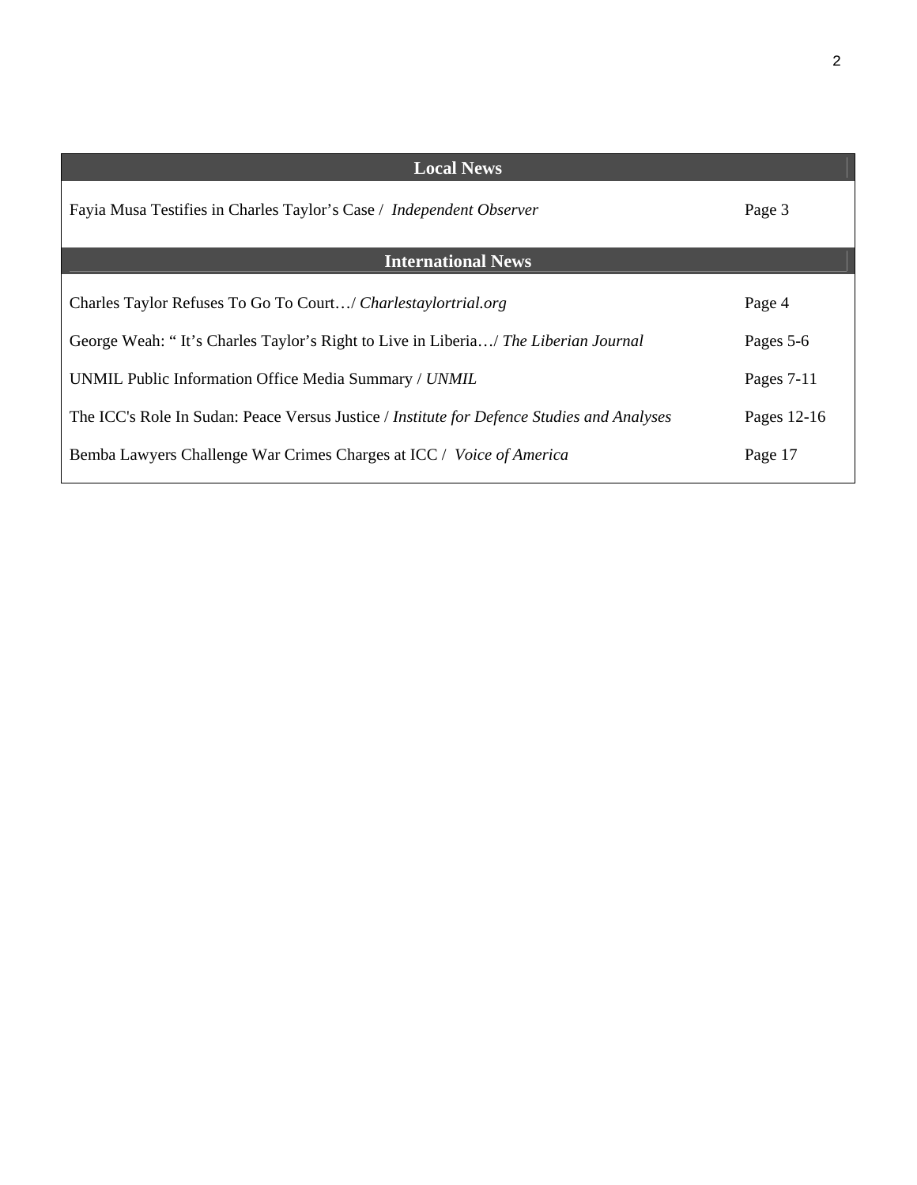## Local News

| | |
|---|---|
| Fayia Musa Testifies in Charles Taylor's Case / *Independent Observer* | Page 3 |

## International News

| | |
|---|---|
| Charles Taylor Refuses To Go To Court…/ *Charlestaylortrial.org* | Page 4 |
| George Weah: " It's Charles Taylor's Right to Live in Liberia…/ *The Liberian Journal* | Pages 5-6 |
| UNMIL Public Information Office Media Summary / *UNMIL* | Pages 7-11 |
| The ICC's Role In Sudan: Peace Versus Justice / *Institute for Defence Studies and Analyses* | Pages 12-16 |
| Bemba Lawyers Challenge War Crimes Charges at ICC / *Voice of America* | Page 17 |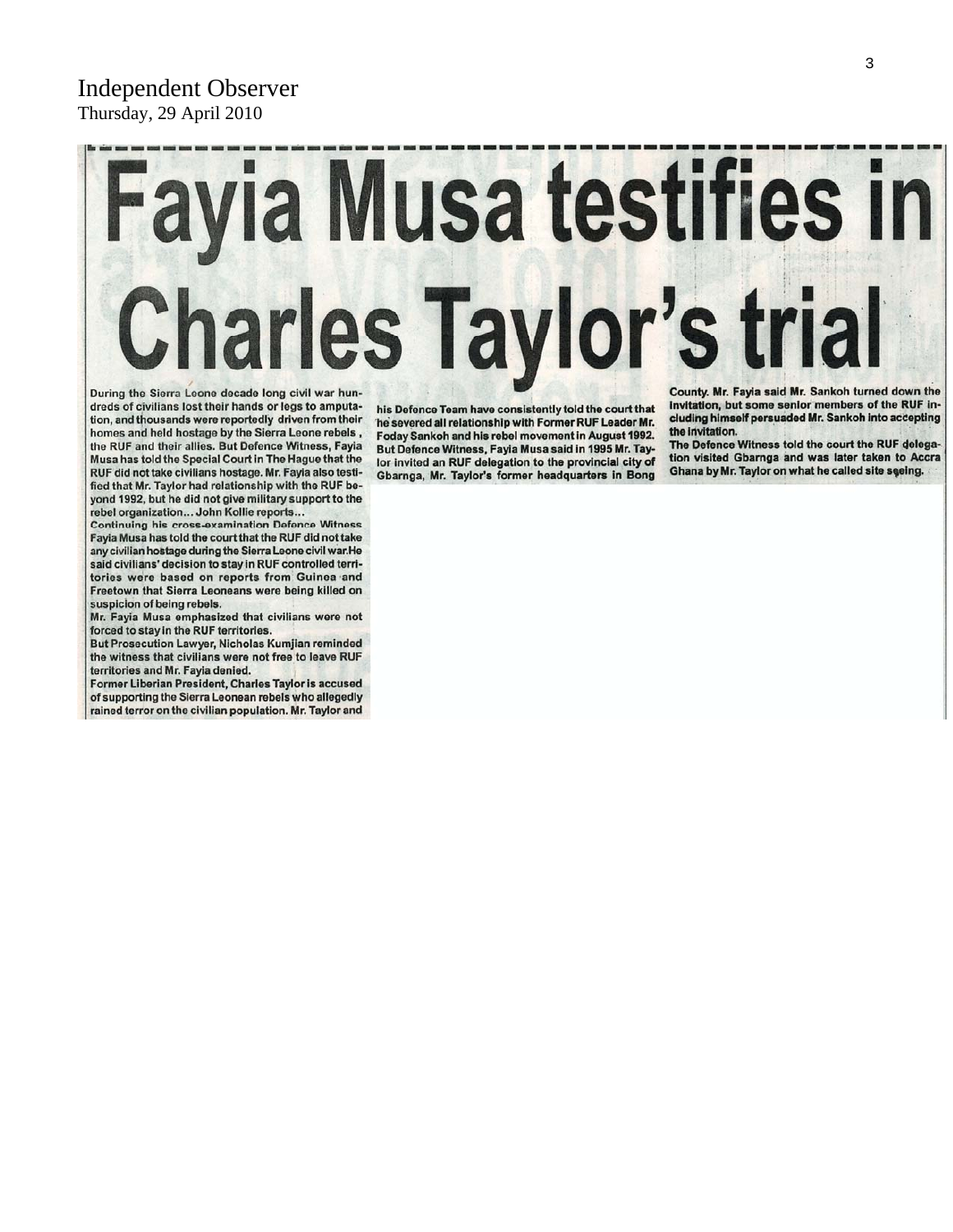Independent Observer
Thursday, 29 April 2010

# Fayia Musa testifies in Charles Taylor's trial

During the Sierra Leone decade long civil war hundreds of civilians lost their hands or legs to amputation, and thousands were reportedly driven from their homes and held hostage by the Sierra Leone rebels, the RUF and their allies. But Defence Witness, Fayia Musa has told the Special Court in The Hague that the RUF did not take civilians hostage. Mr. Fayia also testified that Mr. Taylor had relationship with the RUF beyond 1992, but he did not give military support to the rebel organization... John Kollie reports...

Continuing his cross-examination Defence Witness Fayia Musa has told the court that the RUF did not take any civilian hostage during the Sierra Leone civil war.He said civilians' decision to stay in RUF controlled territories were based on reports from Guinea and Freetown that Sierra Leoneans were being killed on suspicion of being rebels.

Mr. Fayia Musa emphasized that civilians were not forced to stay in the RUF territories.

But Prosecution Lawyer, Nicholas Kumjian reminded the witness that civilians were not free to leave RUF territories and Mr. Fayia denied.

Former Liberian President, Charles Taylor is accused of supporting the Sierra Leonean rebels who allegedly rained terror on the civilian population. Mr. Taylor and his Defence Team have consistently told the court that he severed all relationship with Former RUF Leader Mr. Foday Sankoh and his rebel movement in August 1992. But Defence Witness, Fayia Musa said in 1995 Mr. Taylor invited an RUF delegation to the provincial city of Gbarnga, Mr. Taylor's former headquarters in Bong County. Mr. Fayia said Mr. Sankoh turned down the invitation, but some senior members of the RUF including himself persuaded Mr. Sankoh into accepting the invitation.

The Defence Witness told the court the RUF delegation visited Gbarnga and was later taken to Accra Ghana by Mr. Taylor on what he called site seeing.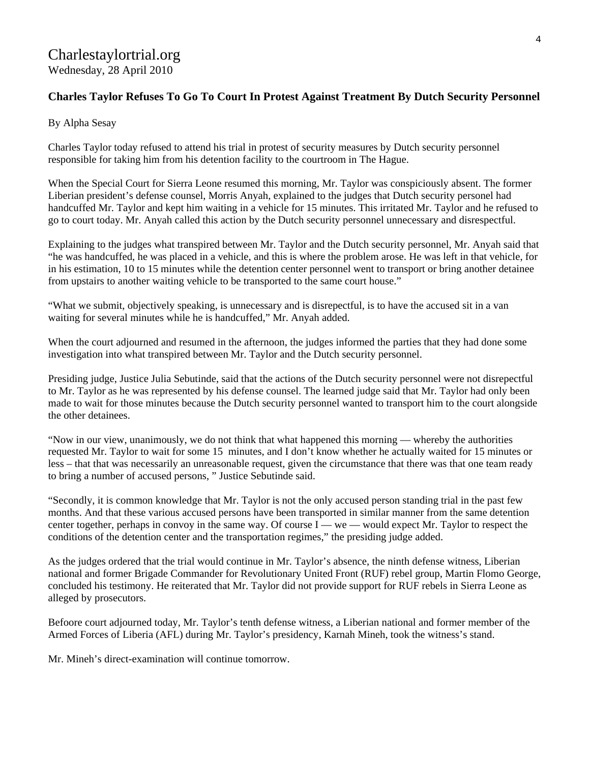# Charlestaylortrial.org

Wednesday, 28 April 2010

**Charles Taylor Refuses To Go To Court In Protest Against Treatment By Dutch Security Personnel**

By Alpha Sesay

Charles Taylor today refused to attend his trial in protest of security measures by Dutch security personnel responsible for taking him from his detention facility to the courtroom in The Hague.

When the Special Court for Sierra Leone resumed this morning, Mr. Taylor was conspiciously absent. The former Liberian president's defense counsel, Morris Anyah, explained to the judges that Dutch security personel had handcuffed Mr. Taylor and kept him waiting in a vehicle for 15 minutes. This irritated Mr. Taylor and he refused to go to court today. Mr. Anyah called this action by the Dutch security personnel unnecessary and disrespectful.

Explaining to the judges what transpired between Mr. Taylor and the Dutch security personnel, Mr. Anyah said that "he was handcuffed, he was placed in a vehicle, and this is where the problem arose. He was left in that vehicle, for in his estimation, 10 to 15 minutes while the detention center personnel went to transport or bring another detainee from upstairs to another waiting vehicle to be transported to the same court house."

"What we submit, objectively speaking, is unnecessary and is disrepectful, is to have the accused sit in a van waiting for several minutes while he is handcuffed," Mr. Anyah added.

When the court adjourned and resumed in the afternoon, the judges informed the parties that they had done some investigation into what transpired between Mr. Taylor and the Dutch security personnel.

Presiding judge, Justice Julia Sebutinde, said that the actions of the Dutch security personnel were not disrepectful to Mr. Taylor as he was represented by his defense counsel. The learned judge said that Mr. Taylor had only been made to wait for those minutes because the Dutch security personnel wanted to transport him to the court alongside the other detainees.

"Now in our view, unanimously, we do not think that what happened this morning — whereby the authorities requested Mr. Taylor to wait for some 15 minutes, and I don't know whether he actually waited for 15 minutes or less – that that was necessarily an unreasonable request, given the circumstance that there was that one team ready to bring a number of accused persons, " Justice Sebutinde said.

"Secondly, it is common knowledge that Mr. Taylor is not the only accused person standing trial in the past few months. And that these various accused persons have been transported in similar manner from the same detention center together, perhaps in convoy in the same way. Of course I — we — would expect Mr. Taylor to respect the conditions of the detention center and the transportation regimes," the presiding judge added.

As the judges ordered that the trial would continue in Mr. Taylor's absence, the ninth defense witness, Liberian national and former Brigade Commander for Revolutionary United Front (RUF) rebel group, Martin Flomo George, concluded his testimony. He reiterated that Mr. Taylor did not provide support for RUF rebels in Sierra Leone as alleged by prosecutors.

Befoore court adjourned today, Mr. Taylor's tenth defense witness, a Liberian national and former member of the Armed Forces of Liberia (AFL) during Mr. Taylor's presidency, Karnah Mineh, took the witness's stand.

Mr. Mineh's direct-examination will continue tomorrow.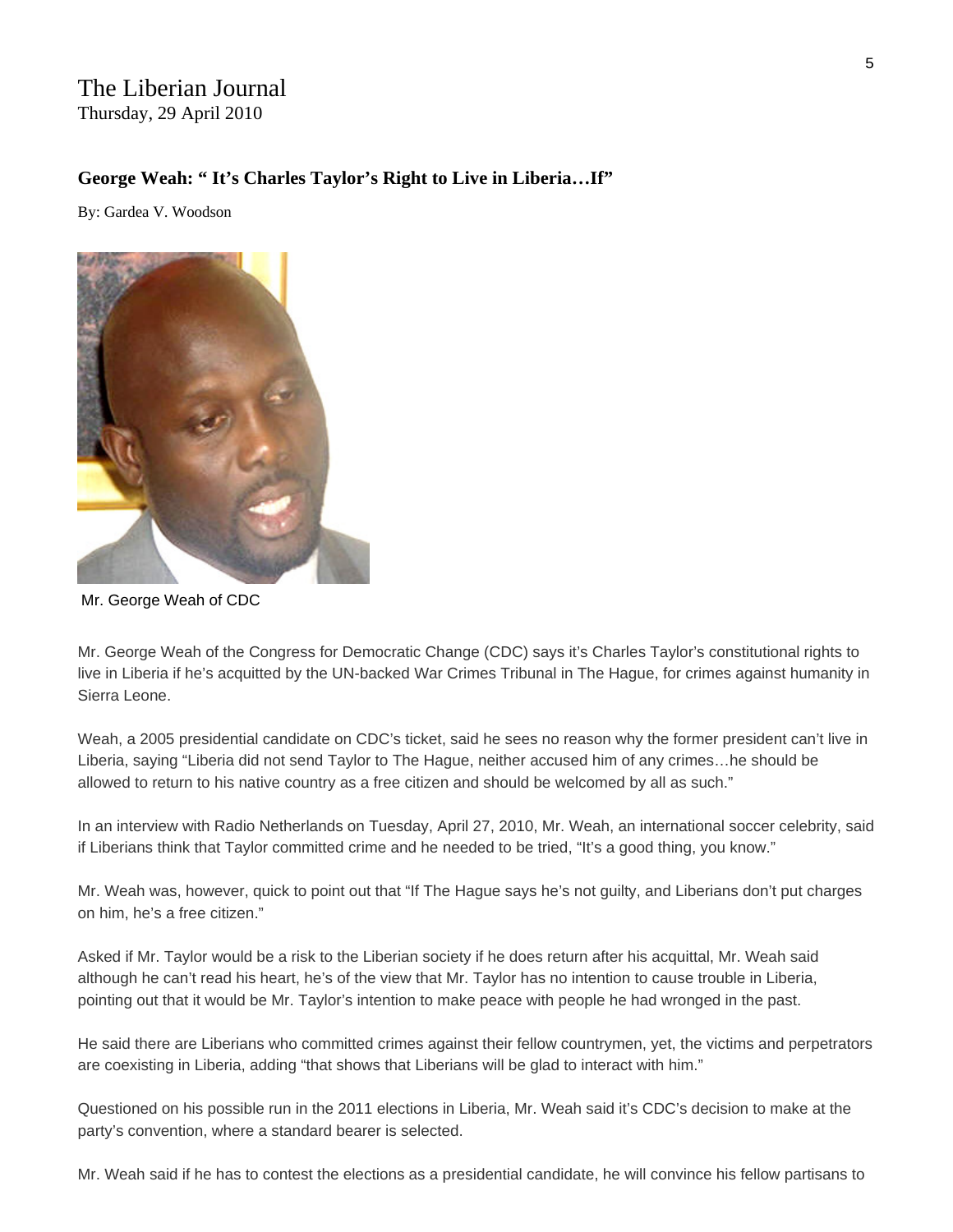# The Liberian Journal
Thursday, 29 April 2010

## George Weah: " It's Charles Taylor's Right to Live in Liberia…If"

By: Gardea V. Woodson

Mr. George Weah of CDC

Mr. George Weah of the Congress for Democratic Change (CDC) says it's Charles Taylor's constitutional rights to live in Liberia if he's acquitted by the UN-backed War Crimes Tribunal in The Hague, for crimes against humanity in Sierra Leone.

Weah, a 2005 presidential candidate on CDC's ticket, said he sees no reason why the former president can't live in Liberia, saying "Liberia did not send Taylor to The Hague, neither accused him of any crimes…he should be allowed to return to his native country as a free citizen and should be welcomed by all as such."

In an interview with Radio Netherlands on Tuesday, April 27, 2010, Mr. Weah, an international soccer celebrity, said if Liberians think that Taylor committed crime and he needed to be tried, "It's a good thing, you know."

Mr. Weah was, however, quick to point out that "If The Hague says he's not guilty, and Liberians don't put charges on him, he's a free citizen."

Asked if Mr. Taylor would be a risk to the Liberian society if he does return after his acquittal, Mr. Weah said although he can't read his heart, he's of the view that Mr. Taylor has no intention to cause trouble in Liberia, pointing out that it would be Mr. Taylor's intention to make peace with people he had wronged in the past.

He said there are Liberians who committed crimes against their fellow countrymen, yet, the victims and perpetrators are coexisting in Liberia, adding "that shows that Liberians will be glad to interact with him."

Questioned on his possible run in the 2011 elections in Liberia, Mr. Weah said it's CDC's decision to make at the party's convention, where a standard bearer is selected.

Mr. Weah said if he has to contest the elections as a presidential candidate, he will convince his fellow partisans to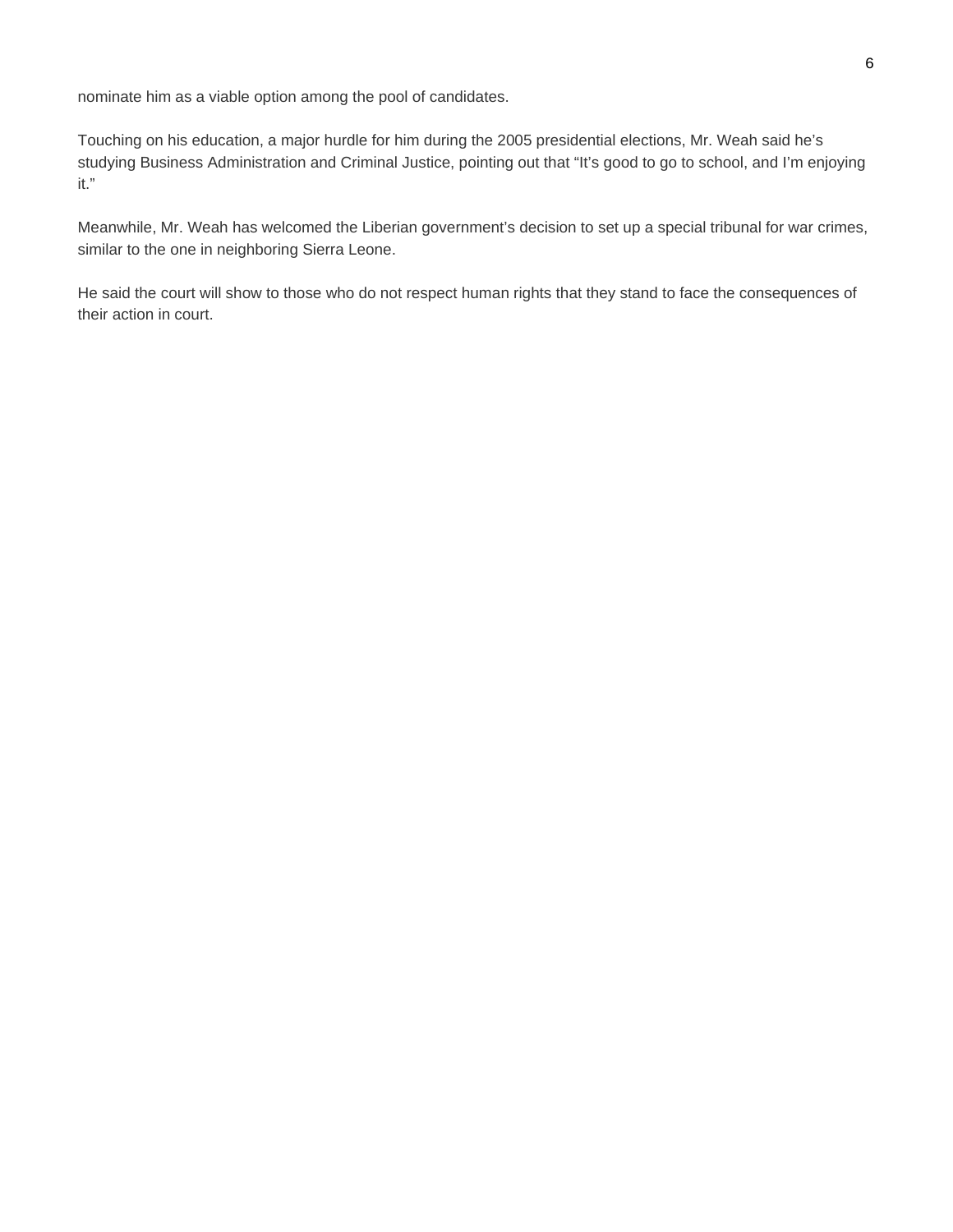nominate him as a viable option among the pool of candidates.

Touching on his education, a major hurdle for him during the 2005 presidential elections, Mr. Weah said he's studying Business Administration and Criminal Justice, pointing out that "It's good to go to school, and I'm enjoying it."

Meanwhile, Mr. Weah has welcomed the Liberian government's decision to set up a special tribunal for war crimes, similar to the one in neighboring Sierra Leone.

He said the court will show to those who do not respect human rights that they stand to face the consequences of their action in court.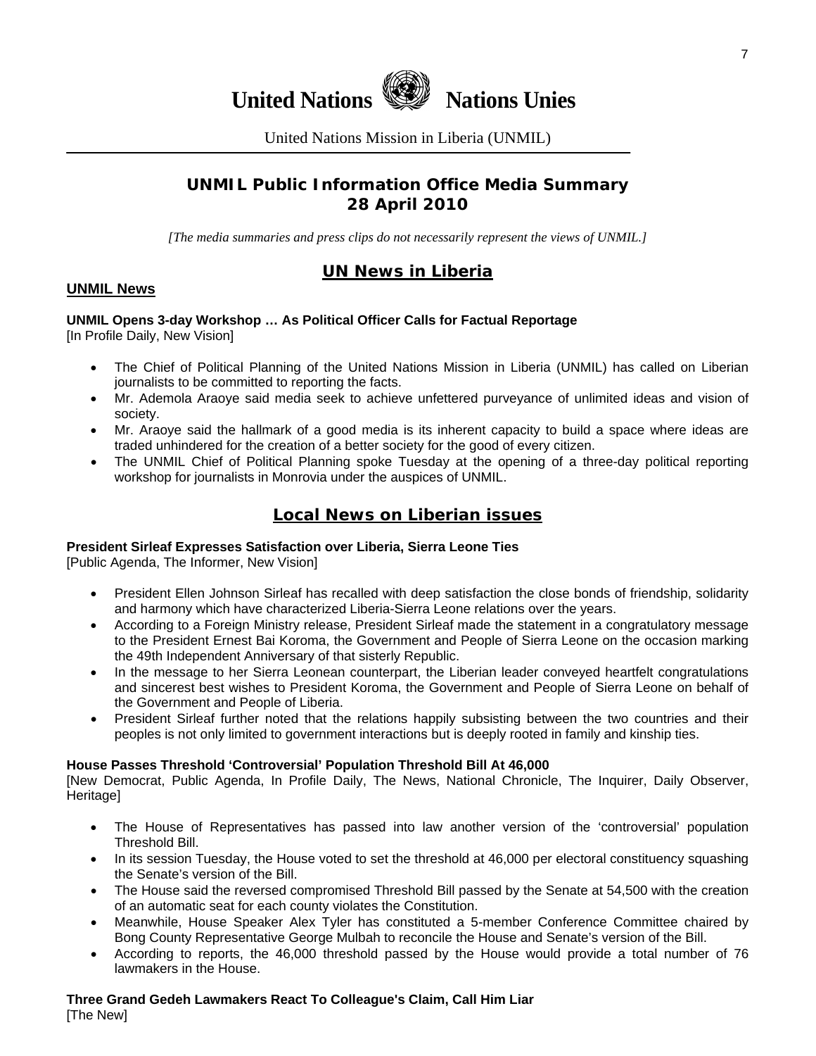# United Nations Nations Unies

United Nations Mission in Liberia (UNMIL)

## UNMIL Public Information Office Media Summary
## 28 April 2010

*[The media summaries and press clips do not necessarily represent the views of UNMIL.]*

## UN News in Liberia

### UNMIL News

**UNMIL Opens 3-day Workshop … As Political Officer Calls for Factual Reportage**
[In Profile Daily, New Vision]

- The Chief of Political Planning of the United Nations Mission in Liberia (UNMIL) has called on Liberian journalists to be committed to reporting the facts.
- Mr. Ademola Araoye said media seek to achieve unfettered purveyance of unlimited ideas and vision of society.
- Mr. Araoye said the hallmark of a good media is its inherent capacity to build a space where ideas are traded unhindered for the creation of a better society for the good of every citizen.
- The UNMIL Chief of Political Planning spoke Tuesday at the opening of a three-day political reporting workshop for journalists in Monrovia under the auspices of UNMIL.

## Local News on Liberian issues

**President Sirleaf Expresses Satisfaction over Liberia, Sierra Leone Ties**
[Public Agenda, The Informer, New Vision]

- President Ellen Johnson Sirleaf has recalled with deep satisfaction the close bonds of friendship, solidarity and harmony which have characterized Liberia-Sierra Leone relations over the years.
- According to a Foreign Ministry release, President Sirleaf made the statement in a congratulatory message to the President Ernest Bai Koroma, the Government and People of Sierra Leone on the occasion marking the 49th Independent Anniversary of that sisterly Republic.
- In the message to her Sierra Leonean counterpart, the Liberian leader conveyed heartfelt congratulations and sincerest best wishes to President Koroma, the Government and People of Sierra Leone on behalf of the Government and People of Liberia.
- President Sirleaf further noted that the relations happily subsisting between the two countries and their peoples is not only limited to government interactions but is deeply rooted in family and kinship ties.

**House Passes Threshold 'Controversial' Population Threshold Bill At 46,000**
[New Democrat, Public Agenda, In Profile Daily, The News, National Chronicle, The Inquirer, Daily Observer, Heritage]

- The House of Representatives has passed into law another version of the 'controversial' population Threshold Bill.
- In its session Tuesday, the House voted to set the threshold at 46,000 per electoral constituency squashing the Senate's version of the Bill.
- The House said the reversed compromised Threshold Bill passed by the Senate at 54,500 with the creation of an automatic seat for each county violates the Constitution.
- Meanwhile, House Speaker Alex Tyler has constituted a 5-member Conference Committee chaired by Bong County Representative George Mulbah to reconcile the House and Senate's version of the Bill.
- According to reports, the 46,000 threshold passed by the House would provide a total number of 76 lawmakers in the House.

**Three Grand Gedeh Lawmakers React To Colleague's Claim, Call Him Liar**
[The New]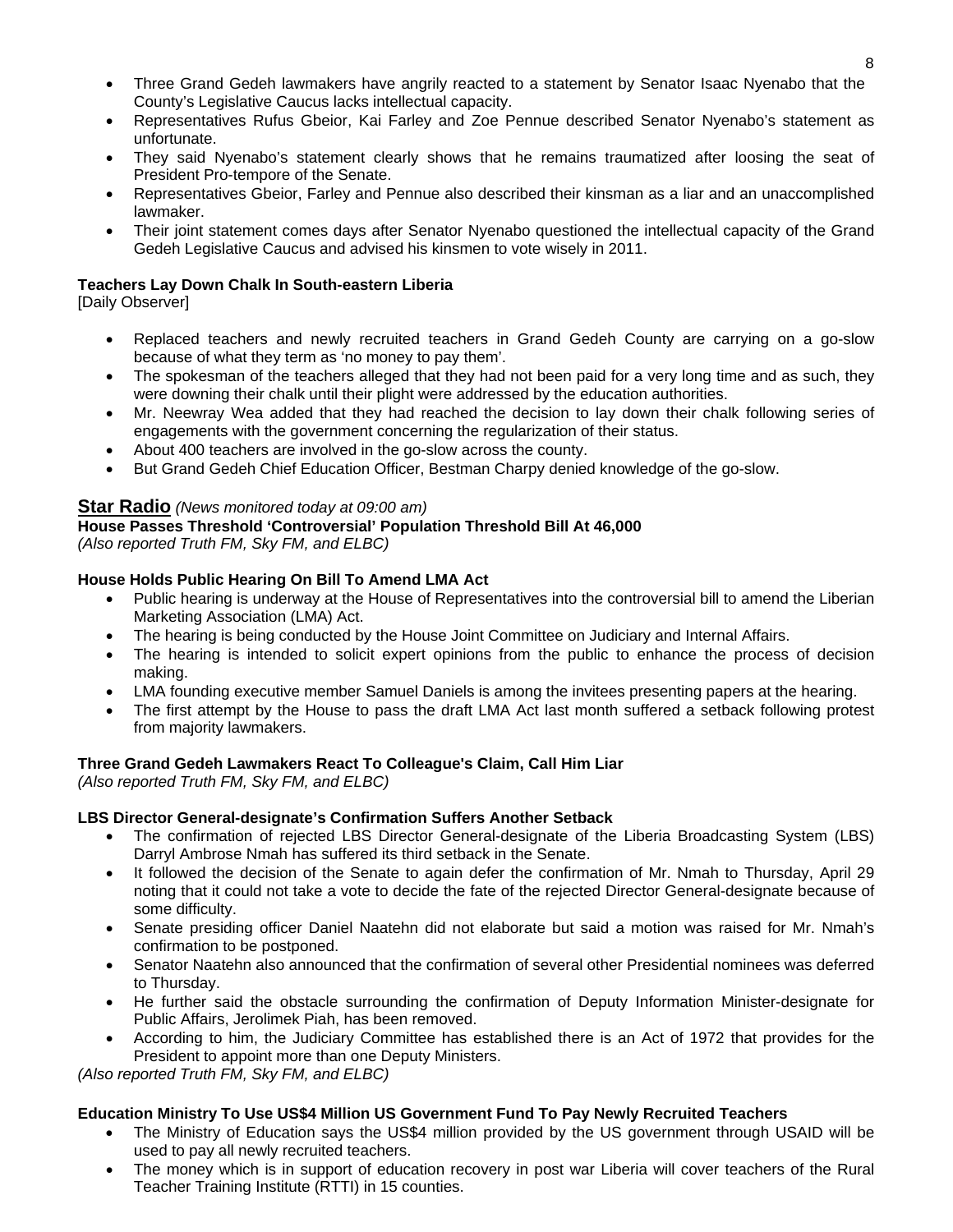- Three Grand Gedeh lawmakers have angrily reacted to a statement by Senator Isaac Nyenabo that the County's Legislative Caucus lacks intellectual capacity.
- Representatives Rufus Gbeior, Kai Farley and Zoe Pennue described Senator Nyenabo's statement as unfortunate.
- They said Nyenabo's statement clearly shows that he remains traumatized after loosing the seat of President Pro-tempore of the Senate.
- Representatives Gbeior, Farley and Pennue also described their kinsman as a liar and an unaccomplished lawmaker.
- Their joint statement comes days after Senator Nyenabo questioned the intellectual capacity of the Grand Gedeh Legislative Caucus and advised his kinsmen to vote wisely in 2011.

**Teachers Lay Down Chalk In South-eastern Liberia**
[Daily Observer]

- Replaced teachers and newly recruited teachers in Grand Gedeh County are carrying on a go-slow because of what they term as 'no money to pay them'.
- The spokesman of the teachers alleged that they had not been paid for a very long time and as such, they were downing their chalk until their plight were addressed by the education authorities.
- Mr. Neewray Wea added that they had reached the decision to lay down their chalk following series of engagements with the government concerning the regularization of their status.
- About 400 teachers are involved in the go-slow across the county.
- But Grand Gedeh Chief Education Officer, Bestman Charpy denied knowledge of the go-slow.

## Star Radio *(News monitored today at 09:00 am)*

**House Passes Threshold 'Controversial' Population Threshold Bill At 46,000**
*(Also reported Truth FM, Sky FM, and ELBC)*

**House Holds Public Hearing On Bill To Amend LMA Act**

- Public hearing is underway at the House of Representatives into the controversial bill to amend the Liberian Marketing Association (LMA) Act.
- The hearing is being conducted by the House Joint Committee on Judiciary and Internal Affairs.
- The hearing is intended to solicit expert opinions from the public to enhance the process of decision making.
- LMA founding executive member Samuel Daniels is among the invitees presenting papers at the hearing.
- The first attempt by the House to pass the draft LMA Act last month suffered a setback following protest from majority lawmakers.

**Three Grand Gedeh Lawmakers React To Colleague's Claim, Call Him Liar**
*(Also reported Truth FM, Sky FM, and ELBC)*

**LBS Director General-designate's Confirmation Suffers Another Setback**

- The confirmation of rejected LBS Director General-designate of the Liberia Broadcasting System (LBS) Darryl Ambrose Nmah has suffered its third setback in the Senate.
- It followed the decision of the Senate to again defer the confirmation of Mr. Nmah to Thursday, April 29 noting that it could not take a vote to decide the fate of the rejected Director General-designate because of some difficulty.
- Senate presiding officer Daniel Naatehn did not elaborate but said a motion was raised for Mr. Nmah's confirmation to be postponed.
- Senator Naatehn also announced that the confirmation of several other Presidential nominees was deferred to Thursday.
- He further said the obstacle surrounding the confirmation of Deputy Information Minister-designate for Public Affairs, Jerolimek Piah, has been removed.
- According to him, the Judiciary Committee has established there is an Act of 1972 that provides for the President to appoint more than one Deputy Ministers.

*(Also reported Truth FM, Sky FM, and ELBC)*

**Education Ministry To Use US$4 Million US Government Fund To Pay Newly Recruited Teachers**

- The Ministry of Education says the US$4 million provided by the US government through USAID will be used to pay all newly recruited teachers.
- The money which is in support of education recovery in post war Liberia will cover teachers of the Rural Teacher Training Institute (RTTI) in 15 counties.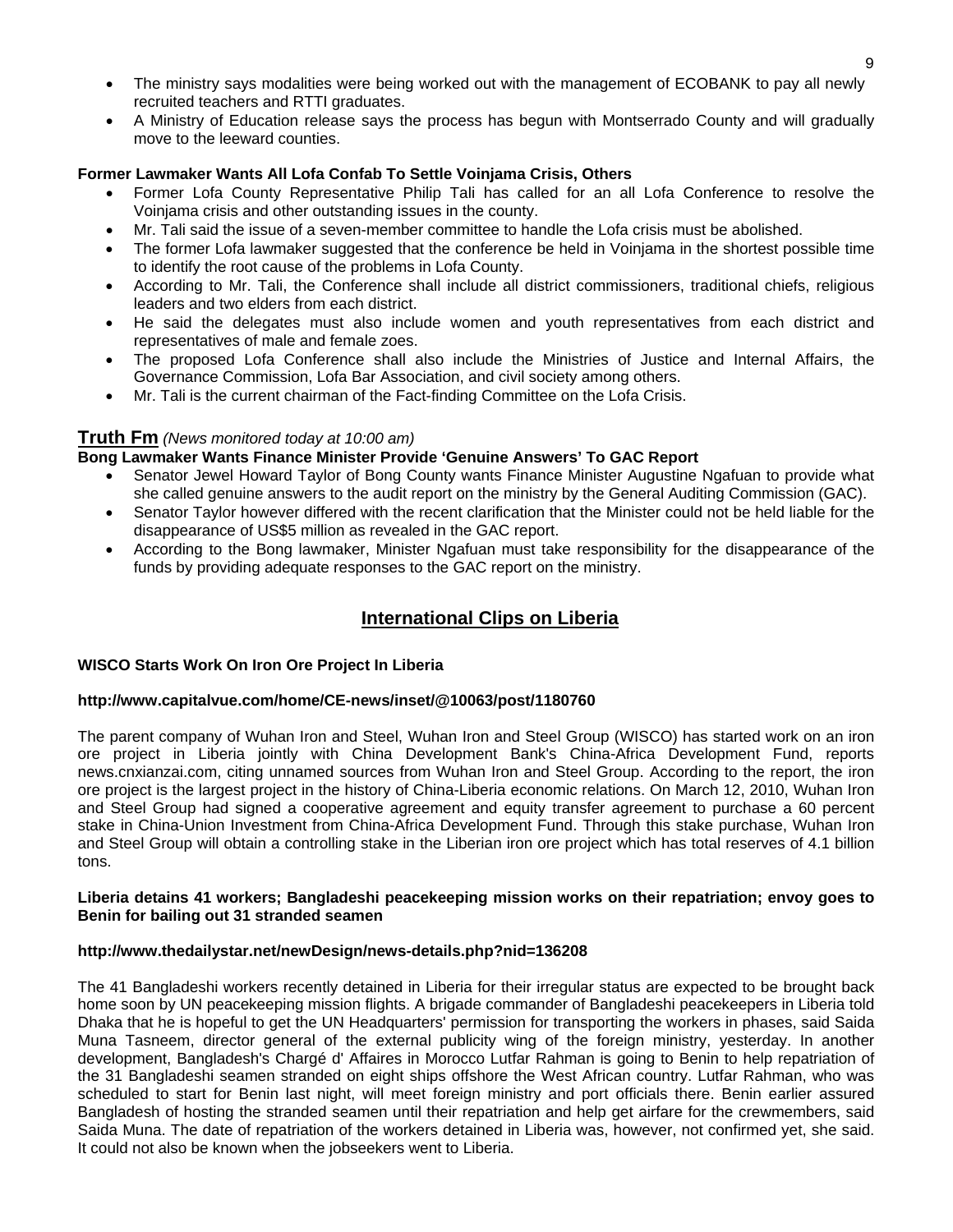- The ministry says modalities were being worked out with the management of ECOBANK to pay all newly recruited teachers and RTTI graduates.
- A Ministry of Education release says the process has begun with Montserrado County and will gradually move to the leeward counties.

**Former Lawmaker Wants All Lofa Confab To Settle Voinjama Crisis, Others**

- Former Lofa County Representative Philip Tali has called for an all Lofa Conference to resolve the Voinjama crisis and other outstanding issues in the county.
- Mr. Tali said the issue of a seven-member committee to handle the Lofa crisis must be abolished.
- The former Lofa lawmaker suggested that the conference be held in Voinjama in the shortest possible time to identify the root cause of the problems in Lofa County.
- According to Mr. Tali, the Conference shall include all district commissioners, traditional chiefs, religious leaders and two elders from each district.
- He said the delegates must also include women and youth representatives from each district and representatives of male and female zoes.
- The proposed Lofa Conference shall also include the Ministries of Justice and Internal Affairs, the Governance Commission, Lofa Bar Association, and civil society among others.
- Mr. Tali is the current chairman of the Fact-finding Committee on the Lofa Crisis.

## Truth Fm *(News monitored today at 10:00 am)*

**Bong Lawmaker Wants Finance Minister Provide 'Genuine Answers' To GAC Report**

- Senator Jewel Howard Taylor of Bong County wants Finance Minister Augustine Ngafuan to provide what she called genuine answers to the audit report on the ministry by the General Auditing Commission (GAC).
- Senator Taylor however differed with the recent clarification that the Minister could not be held liable for the disappearance of US$5 million as revealed in the GAC report.
- According to the Bong lawmaker, Minister Ngafuan must take responsibility for the disappearance of the funds by providing adequate responses to the GAC report on the ministry.

## International Clips on Liberia

**WISCO Starts Work On Iron Ore Project In Liberia**

**http://www.capitalvue.com/home/CE-news/inset/@10063/post/1180760**

The parent company of Wuhan Iron and Steel, Wuhan Iron and Steel Group (WISCO) has started work on an iron ore project in Liberia jointly with China Development Bank's China-Africa Development Fund, reports news.cnxianzai.com, citing unnamed sources from Wuhan Iron and Steel Group. According to the report, the iron ore project is the largest project in the history of China-Liberia economic relations. On March 12, 2010, Wuhan Iron and Steel Group had signed a cooperative agreement and equity transfer agreement to purchase a 60 percent stake in China-Union Investment from China-Africa Development Fund. Through this stake purchase, Wuhan Iron and Steel Group will obtain a controlling stake in the Liberian iron ore project which has total reserves of 4.1 billion tons.

**Liberia detains 41 workers; Bangladeshi peacekeeping mission works on their repatriation; envoy goes to Benin for bailing out 31 stranded seamen**

**http://www.thedailystar.net/newDesign/news-details.php?nid=136208**

The 41 Bangladeshi workers recently detained in Liberia for their irregular status are expected to be brought back home soon by UN peacekeeping mission flights. A brigade commander of Bangladeshi peacekeepers in Liberia told Dhaka that he is hopeful to get the UN Headquarters' permission for transporting the workers in phases, said Saida Muna Tasneem, director general of the external publicity wing of the foreign ministry, yesterday. In another development, Bangladesh's Chargé d' Affaires in Morocco Lutfar Rahman is going to Benin to help repatriation of the 31 Bangladeshi seamen stranded on eight ships offshore the West African country. Lutfar Rahman, who was scheduled to start for Benin last night, will meet foreign ministry and port officials there. Benin earlier assured Bangladesh of hosting the stranded seamen until their repatriation and help get airfare for the crewmembers, said Saida Muna. The date of repatriation of the workers detained in Liberia was, however, not confirmed yet, she said. It could not also be known when the jobseekers went to Liberia.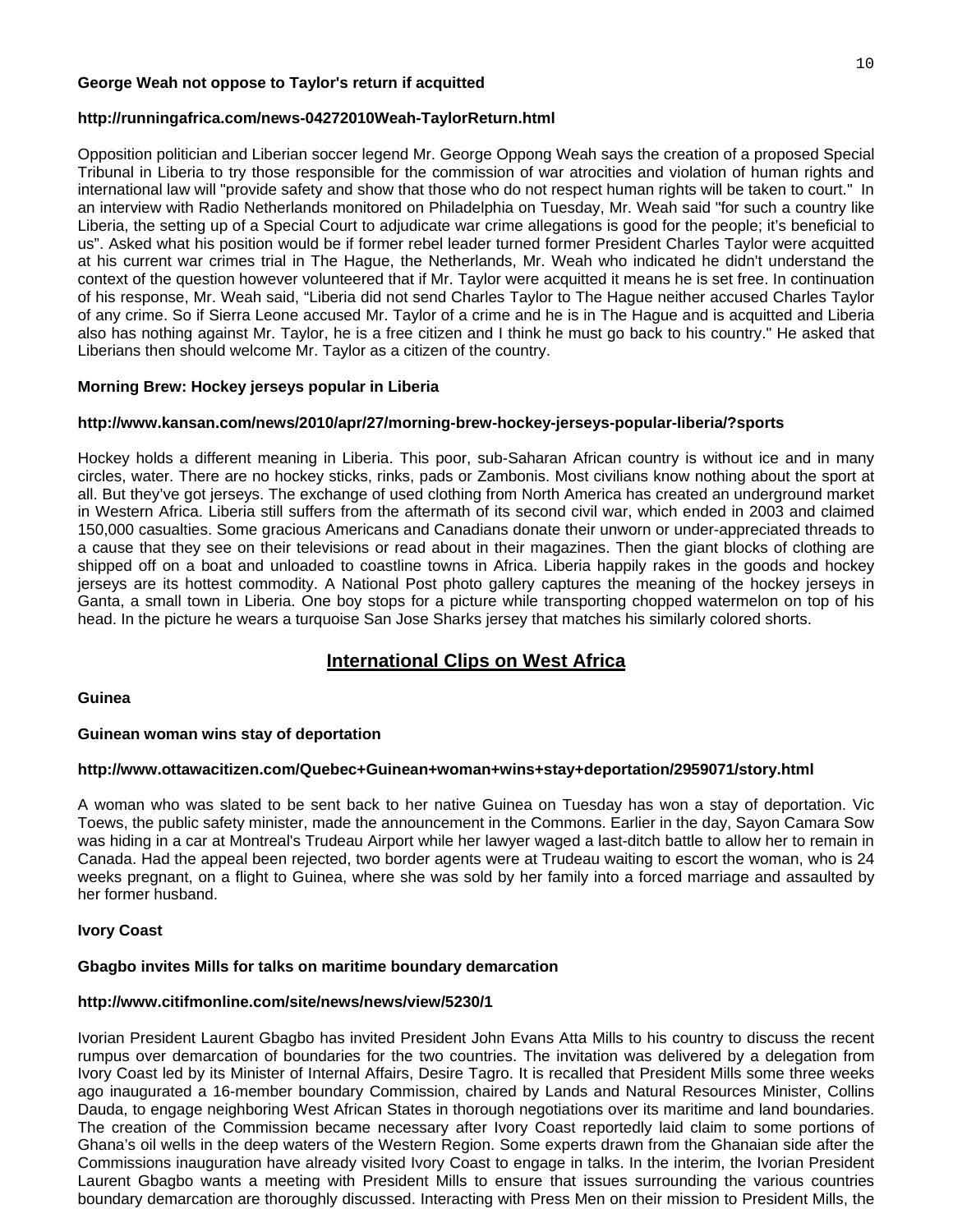**George Weah not oppose to Taylor's return if acquitted**

**http://runningafrica.com/news-04272010Weah-TaylorReturn.html**

Opposition politician and Liberian soccer legend Mr. George Oppong Weah says the creation of a proposed Special Tribunal in Liberia to try those responsible for the commission of war atrocities and violation of human rights and international law will "provide safety and show that those who do not respect human rights will be taken to court." In an interview with Radio Netherlands monitored on Philadelphia on Tuesday, Mr. Weah said "for such a country like Liberia, the setting up of a Special Court to adjudicate war crime allegations is good for the people; it's beneficial to us". Asked what his position would be if former rebel leader turned former President Charles Taylor were acquitted at his current war crimes trial in The Hague, the Netherlands, Mr. Weah who indicated he didn't understand the context of the question however volunteered that if Mr. Taylor were acquitted it means he is set free. In continuation of his response, Mr. Weah said, "Liberia did not send Charles Taylor to The Hague neither accused Charles Taylor of any crime. So if Sierra Leone accused Mr. Taylor of a crime and he is in The Hague and is acquitted and Liberia also has nothing against Mr. Taylor, he is a free citizen and I think he must go back to his country." He asked that Liberians then should welcome Mr. Taylor as a citizen of the country.

**Morning Brew: Hockey jerseys popular in Liberia**

**http://www.kansan.com/news/2010/apr/27/morning-brew-hockey-jerseys-popular-liberia/?sports**

Hockey holds a different meaning in Liberia. This poor, sub-Saharan African country is without ice and in many circles, water. There are no hockey sticks, rinks, pads or Zambonis. Most civilians know nothing about the sport at all. But they've got jerseys. The exchange of used clothing from North America has created an underground market in Western Africa. Liberia still suffers from the aftermath of its second civil war, which ended in 2003 and claimed 150,000 casualties. Some gracious Americans and Canadians donate their unworn or under-appreciated threads to a cause that they see on their televisions or read about in their magazines. Then the giant blocks of clothing are shipped off on a boat and unloaded to coastline towns in Africa. Liberia happily rakes in the goods and hockey jerseys are its hottest commodity. A National Post photo gallery captures the meaning of the hockey jerseys in Ganta, a small town in Liberia. One boy stops for a picture while transporting chopped watermelon on top of his head. In the picture he wears a turquoise San Jose Sharks jersey that matches his similarly colored shorts.

## International Clips on West Africa

**Guinea**

**Guinean woman wins stay of deportation**

**http://www.ottawacitizen.com/Quebec+Guinean+woman+wins+stay+deportation/2959071/story.html**

A woman who was slated to be sent back to her native Guinea on Tuesday has won a stay of deportation. Vic Toews, the public safety minister, made the announcement in the Commons. Earlier in the day, Sayon Camara Sow was hiding in a car at Montreal's Trudeau Airport while her lawyer waged a last-ditch battle to allow her to remain in Canada. Had the appeal been rejected, two border agents were at Trudeau waiting to escort the woman, who is 24 weeks pregnant, on a flight to Guinea, where she was sold by her family into a forced marriage and assaulted by her former husband.

**Ivory Coast**

**Gbagbo invites Mills for talks on maritime boundary demarcation**

**http://www.citifmonline.com/site/news/news/view/5230/1**

Ivorian President Laurent Gbagbo has invited President John Evans Atta Mills to his country to discuss the recent rumpus over demarcation of boundaries for the two countries. The invitation was delivered by a delegation from Ivory Coast led by its Minister of Internal Affairs, Desire Tagro. It is recalled that President Mills some three weeks ago inaugurated a 16-member boundary Commission, chaired by Lands and Natural Resources Minister, Collins Dauda, to engage neighboring West African States in thorough negotiations over its maritime and land boundaries. The creation of the Commission became necessary after Ivory Coast reportedly laid claim to some portions of Ghana's oil wells in the deep waters of the Western Region. Some experts drawn from the Ghanaian side after the Commissions inauguration have already visited Ivory Coast to engage in talks. In the interim, the Ivorian President Laurent Gbagbo wants a meeting with President Mills to ensure that issues surrounding the various countries boundary demarcation are thoroughly discussed. Interacting with Press Men on their mission to President Mills, the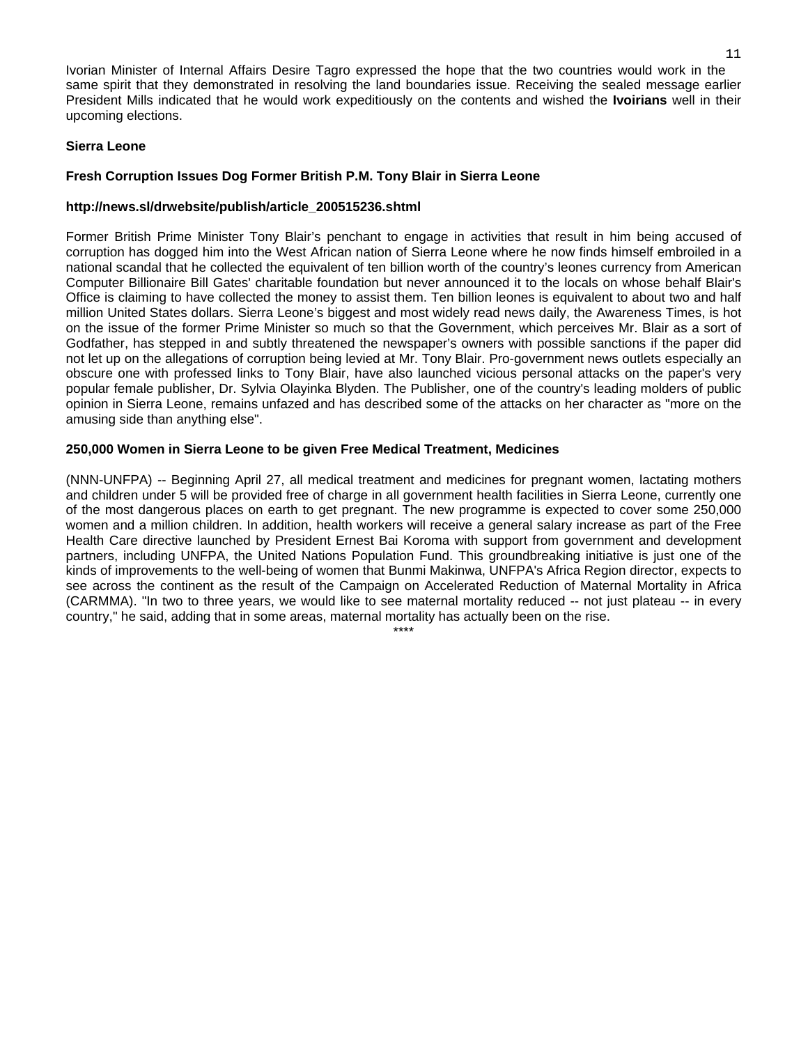Ivorian Minister of Internal Affairs Desire Tagro expressed the hope that the two countries would work in the same spirit that they demonstrated in resolving the land boundaries issue. Receiving the sealed message earlier President Mills indicated that he would work expeditiously on the contents and wished the **Ivoirians** well in their upcoming elections.

## Sierra Leone

### Fresh Corruption Issues Dog Former British P.M. Tony Blair in Sierra Leone

**http://news.sl/drwebsite/publish/article_200515236.shtml**

Former British Prime Minister Tony Blair's penchant to engage in activities that result in him being accused of corruption has dogged him into the West African nation of Sierra Leone where he now finds himself embroiled in a national scandal that he collected the equivalent of ten billion worth of the country's leones currency from American Computer Billionaire Bill Gates' charitable foundation but never announced it to the locals on whose behalf Blair's Office is claiming to have collected the money to assist them. Ten billion leones is equivalent to about two and half million United States dollars. Sierra Leone's biggest and most widely read news daily, the Awareness Times, is hot on the issue of the former Prime Minister so much so that the Government, which perceives Mr. Blair as a sort of Godfather, has stepped in and subtly threatened the newspaper's owners with possible sanctions if the paper did not let up on the allegations of corruption being levied at Mr. Tony Blair. Pro-government news outlets especially an obscure one with professed links to Tony Blair, have also launched vicious personal attacks on the paper's very popular female publisher, Dr. Sylvia Olayinka Blyden. The Publisher, one of the country's leading molders of public opinion in Sierra Leone, remains unfazed and has described some of the attacks on her character as "more on the amusing side than anything else".

### 250,000 Women in Sierra Leone to be given Free Medical Treatment, Medicines

(NNN-UNFPA) -- Beginning April 27, all medical treatment and medicines for pregnant women, lactating mothers and children under 5 will be provided free of charge in all government health facilities in Sierra Leone, currently one of the most dangerous places on earth to get pregnant. The new programme is expected to cover some 250,000 women and a million children. In addition, health workers will receive a general salary increase as part of the Free Health Care directive launched by President Ernest Bai Koroma with support from government and development partners, including UNFPA, the United Nations Population Fund. This groundbreaking initiative is just one of the kinds of improvements to the well-being of women that Bunmi Makinwa, UNFPA's Africa Region director, expects to see across the continent as the result of the Campaign on Accelerated Reduction of Maternal Mortality in Africa (CARMMA). "In two to three years, we would like to see maternal mortality reduced -- not just plateau -- in every country," he said, adding that in some areas, maternal mortality has actually been on the rise.

****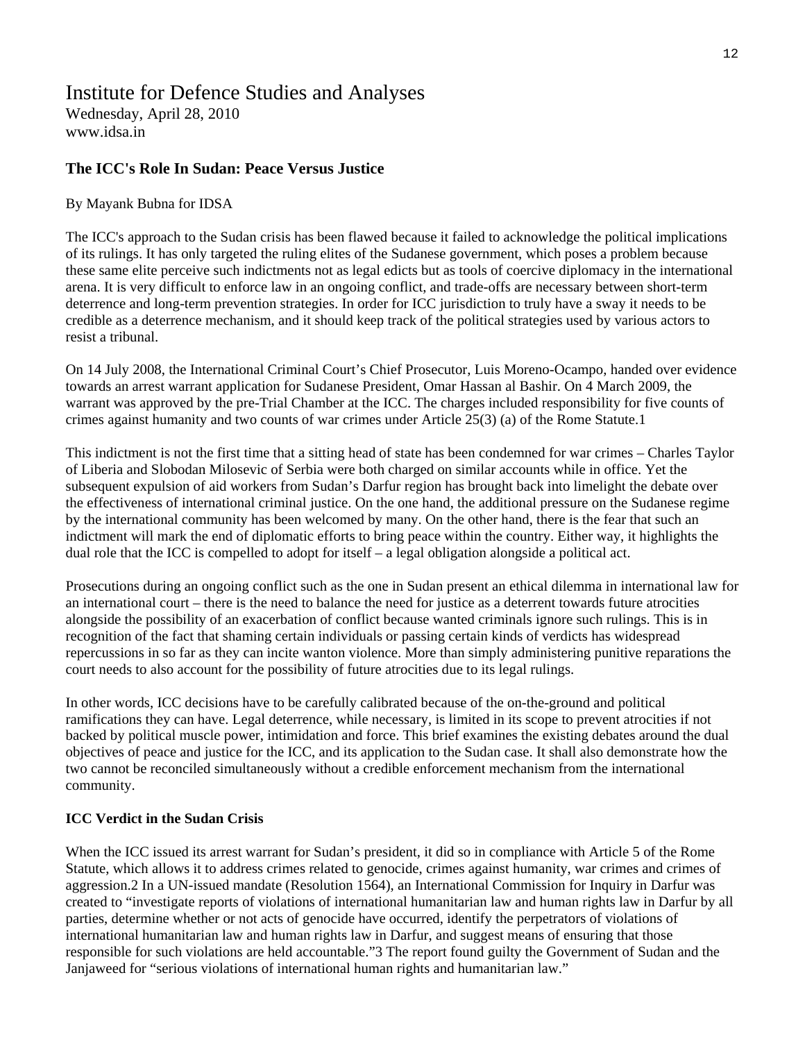# Institute for Defence Studies and Analyses

Wednesday, April 28, 2010
www.idsa.in

### The ICC's Role In Sudan: Peace Versus Justice

By Mayank Bubna for IDSA

The ICC's approach to the Sudan crisis has been flawed because it failed to acknowledge the political implications of its rulings. It has only targeted the ruling elites of the Sudanese government, which poses a problem because these same elite perceive such indictments not as legal edicts but as tools of coercive diplomacy in the international arena. It is very difficult to enforce law in an ongoing conflict, and trade-offs are necessary between short-term deterrence and long-term prevention strategies. In order for ICC jurisdiction to truly have a sway it needs to be credible as a deterrence mechanism, and it should keep track of the political strategies used by various actors to resist a tribunal.

On 14 July 2008, the International Criminal Court's Chief Prosecutor, Luis Moreno-Ocampo, handed over evidence towards an arrest warrant application for Sudanese President, Omar Hassan al Bashir. On 4 March 2009, the warrant was approved by the pre-Trial Chamber at the ICC. The charges included responsibility for five counts of crimes against humanity and two counts of war crimes under Article 25(3) (a) of the Rome Statute.1

This indictment is not the first time that a sitting head of state has been condemned for war crimes – Charles Taylor of Liberia and Slobodan Milosevic of Serbia were both charged on similar accounts while in office. Yet the subsequent expulsion of aid workers from Sudan's Darfur region has brought back into limelight the debate over the effectiveness of international criminal justice. On the one hand, the additional pressure on the Sudanese regime by the international community has been welcomed by many. On the other hand, there is the fear that such an indictment will mark the end of diplomatic efforts to bring peace within the country. Either way, it highlights the dual role that the ICC is compelled to adopt for itself – a legal obligation alongside a political act.

Prosecutions during an ongoing conflict such as the one in Sudan present an ethical dilemma in international law for an international court – there is the need to balance the need for justice as a deterrent towards future atrocities alongside the possibility of an exacerbation of conflict because wanted criminals ignore such rulings. This is in recognition of the fact that shaming certain individuals or passing certain kinds of verdicts has widespread repercussions in so far as they can incite wanton violence. More than simply administering punitive reparations the court needs to also account for the possibility of future atrocities due to its legal rulings.

In other words, ICC decisions have to be carefully calibrated because of the on-the-ground and political ramifications they can have. Legal deterrence, while necessary, is limited in its scope to prevent atrocities if not backed by political muscle power, intimidation and force. This brief examines the existing debates around the dual objectives of peace and justice for the ICC, and its application to the Sudan case. It shall also demonstrate how the two cannot be reconciled simultaneously without a credible enforcement mechanism from the international community.

**ICC Verdict in the Sudan Crisis**

When the ICC issued its arrest warrant for Sudan's president, it did so in compliance with Article 5 of the Rome Statute, which allows it to address crimes related to genocide, crimes against humanity, war crimes and crimes of aggression.2 In a UN-issued mandate (Resolution 1564), an International Commission for Inquiry in Darfur was created to "investigate reports of violations of international humanitarian law and human rights law in Darfur by all parties, determine whether or not acts of genocide have occurred, identify the perpetrators of violations of international humanitarian law and human rights law in Darfur, and suggest means of ensuring that those responsible for such violations are held accountable."3 The report found guilty the Government of Sudan and the Janjaweed for "serious violations of international human rights and humanitarian law."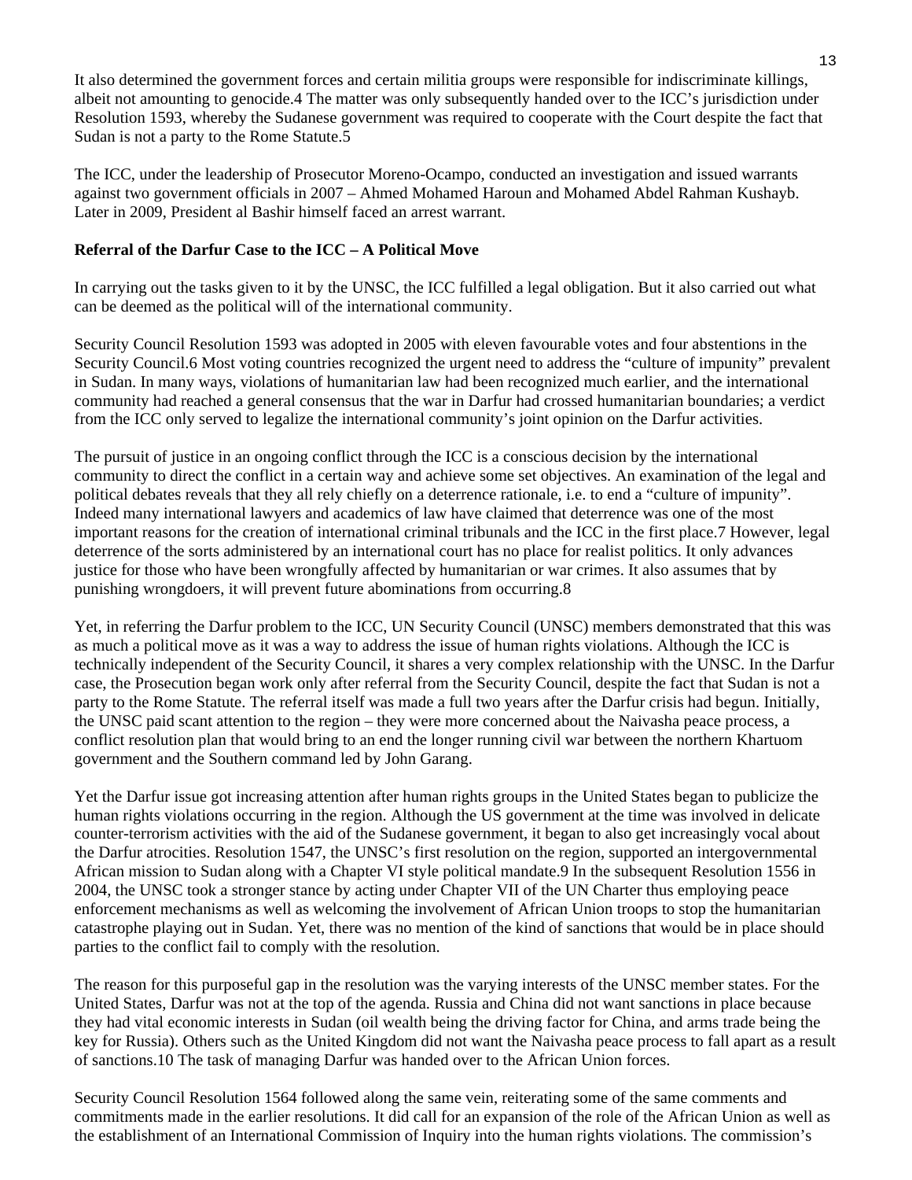It also determined the government forces and certain militia groups were responsible for indiscriminate killings, albeit not amounting to genocide.4 The matter was only subsequently handed over to the ICC's jurisdiction under Resolution 1593, whereby the Sudanese government was required to cooperate with the Court despite the fact that Sudan is not a party to the Rome Statute.5

The ICC, under the leadership of Prosecutor Moreno-Ocampo, conducted an investigation and issued warrants against two government officials in 2007 – Ahmed Mohamed Haroun and Mohamed Abdel Rahman Kushayb. Later in 2009, President al Bashir himself faced an arrest warrant.

**Referral of the Darfur Case to the ICC – A Political Move**

In carrying out the tasks given to it by the UNSC, the ICC fulfilled a legal obligation. But it also carried out what can be deemed as the political will of the international community.

Security Council Resolution 1593 was adopted in 2005 with eleven favourable votes and four abstentions in the Security Council.6 Most voting countries recognized the urgent need to address the "culture of impunity" prevalent in Sudan. In many ways, violations of humanitarian law had been recognized much earlier, and the international community had reached a general consensus that the war in Darfur had crossed humanitarian boundaries; a verdict from the ICC only served to legalize the international community's joint opinion on the Darfur activities.

The pursuit of justice in an ongoing conflict through the ICC is a conscious decision by the international community to direct the conflict in a certain way and achieve some set objectives. An examination of the legal and political debates reveals that they all rely chiefly on a deterrence rationale, i.e. to end a "culture of impunity". Indeed many international lawyers and academics of law have claimed that deterrence was one of the most important reasons for the creation of international criminal tribunals and the ICC in the first place.7 However, legal deterrence of the sorts administered by an international court has no place for realist politics. It only advances justice for those who have been wrongfully affected by humanitarian or war crimes. It also assumes that by punishing wrongdoers, it will prevent future abominations from occurring.8

Yet, in referring the Darfur problem to the ICC, UN Security Council (UNSC) members demonstrated that this was as much a political move as it was a way to address the issue of human rights violations. Although the ICC is technically independent of the Security Council, it shares a very complex relationship with the UNSC. In the Darfur case, the Prosecution began work only after referral from the Security Council, despite the fact that Sudan is not a party to the Rome Statute. The referral itself was made a full two years after the Darfur crisis had begun. Initially, the UNSC paid scant attention to the region – they were more concerned about the Naivasha peace process, a conflict resolution plan that would bring to an end the longer running civil war between the northern Khartuom government and the Southern command led by John Garang.

Yet the Darfur issue got increasing attention after human rights groups in the United States began to publicize the human rights violations occurring in the region. Although the US government at the time was involved in delicate counter-terrorism activities with the aid of the Sudanese government, it began to also get increasingly vocal about the Darfur atrocities. Resolution 1547, the UNSC's first resolution on the region, supported an intergovernmental African mission to Sudan along with a Chapter VI style political mandate.9 In the subsequent Resolution 1556 in 2004, the UNSC took a stronger stance by acting under Chapter VII of the UN Charter thus employing peace enforcement mechanisms as well as welcoming the involvement of African Union troops to stop the humanitarian catastrophe playing out in Sudan. Yet, there was no mention of the kind of sanctions that would be in place should parties to the conflict fail to comply with the resolution.

The reason for this purposeful gap in the resolution was the varying interests of the UNSC member states. For the United States, Darfur was not at the top of the agenda. Russia and China did not want sanctions in place because they had vital economic interests in Sudan (oil wealth being the driving factor for China, and arms trade being the key for Russia). Others such as the United Kingdom did not want the Naivasha peace process to fall apart as a result of sanctions.10 The task of managing Darfur was handed over to the African Union forces.

Security Council Resolution 1564 followed along the same vein, reiterating some of the same comments and commitments made in the earlier resolutions. It did call for an expansion of the role of the African Union as well as the establishment of an International Commission of Inquiry into the human rights violations. The commission's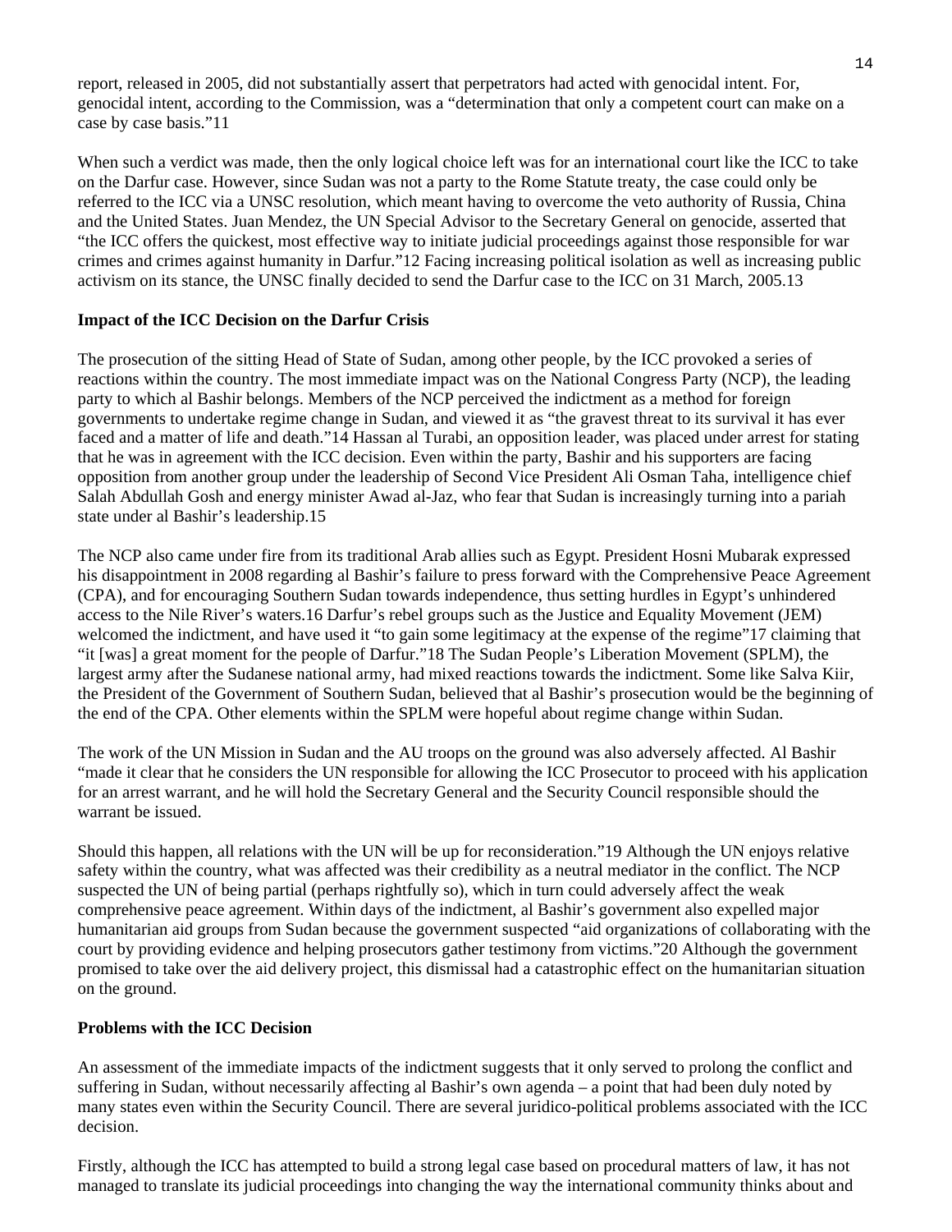report, released in 2005, did not substantially assert that perpetrators had acted with genocidal intent. For, genocidal intent, according to the Commission, was a "determination that only a competent court can make on a case by case basis."11

When such a verdict was made, then the only logical choice left was for an international court like the ICC to take on the Darfur case. However, since Sudan was not a party to the Rome Statute treaty, the case could only be referred to the ICC via a UNSC resolution, which meant having to overcome the veto authority of Russia, China and the United States. Juan Mendez, the UN Special Advisor to the Secretary General on genocide, asserted that "the ICC offers the quickest, most effective way to initiate judicial proceedings against those responsible for war crimes and crimes against humanity in Darfur."12 Facing increasing political isolation as well as increasing public activism on its stance, the UNSC finally decided to send the Darfur case to the ICC on 31 March, 2005.13

**Impact of the ICC Decision on the Darfur Crisis**

The prosecution of the sitting Head of State of Sudan, among other people, by the ICC provoked a series of reactions within the country. The most immediate impact was on the National Congress Party (NCP), the leading party to which al Bashir belongs. Members of the NCP perceived the indictment as a method for foreign governments to undertake regime change in Sudan, and viewed it as "the gravest threat to its survival it has ever faced and a matter of life and death."14 Hassan al Turabi, an opposition leader, was placed under arrest for stating that he was in agreement with the ICC decision. Even within the party, Bashir and his supporters are facing opposition from another group under the leadership of Second Vice President Ali Osman Taha, intelligence chief Salah Abdullah Gosh and energy minister Awad al-Jaz, who fear that Sudan is increasingly turning into a pariah state under al Bashir's leadership.15

The NCP also came under fire from its traditional Arab allies such as Egypt. President Hosni Mubarak expressed his disappointment in 2008 regarding al Bashir's failure to press forward with the Comprehensive Peace Agreement (CPA), and for encouraging Southern Sudan towards independence, thus setting hurdles in Egypt's unhindered access to the Nile River's waters.16 Darfur's rebel groups such as the Justice and Equality Movement (JEM) welcomed the indictment, and have used it "to gain some legitimacy at the expense of the regime"17 claiming that "it [was] a great moment for the people of Darfur."18 The Sudan People's Liberation Movement (SPLM), the largest army after the Sudanese national army, had mixed reactions towards the indictment. Some like Salva Kiir, the President of the Government of Southern Sudan, believed that al Bashir's prosecution would be the beginning of the end of the CPA. Other elements within the SPLM were hopeful about regime change within Sudan.

The work of the UN Mission in Sudan and the AU troops on the ground was also adversely affected. Al Bashir "made it clear that he considers the UN responsible for allowing the ICC Prosecutor to proceed with his application for an arrest warrant, and he will hold the Secretary General and the Security Council responsible should the warrant be issued.

Should this happen, all relations with the UN will be up for reconsideration."19 Although the UN enjoys relative safety within the country, what was affected was their credibility as a neutral mediator in the conflict. The NCP suspected the UN of being partial (perhaps rightfully so), which in turn could adversely affect the weak comprehensive peace agreement. Within days of the indictment, al Bashir's government also expelled major humanitarian aid groups from Sudan because the government suspected "aid organizations of collaborating with the court by providing evidence and helping prosecutors gather testimony from victims."20 Although the government promised to take over the aid delivery project, this dismissal had a catastrophic effect on the humanitarian situation on the ground.

**Problems with the ICC Decision**

An assessment of the immediate impacts of the indictment suggests that it only served to prolong the conflict and suffering in Sudan, without necessarily affecting al Bashir's own agenda – a point that had been duly noted by many states even within the Security Council. There are several juridico-political problems associated with the ICC decision.

Firstly, although the ICC has attempted to build a strong legal case based on procedural matters of law, it has not managed to translate its judicial proceedings into changing the way the international community thinks about and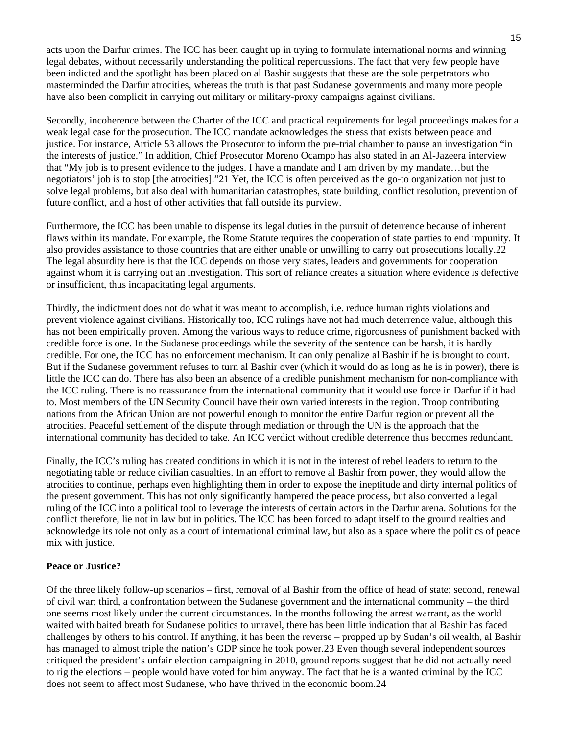acts upon the Darfur crimes. The ICC has been caught up in trying to formulate international norms and winning legal debates, without necessarily understanding the political repercussions. The fact that very few people have been indicted and the spotlight has been placed on al Bashir suggests that these are the sole perpetrators who masterminded the Darfur atrocities, whereas the truth is that past Sudanese governments and many more people have also been complicit in carrying out military or military-proxy campaigns against civilians.

Secondly, incoherence between the Charter of the ICC and practical requirements for legal proceedings makes for a weak legal case for the prosecution. The ICC mandate acknowledges the stress that exists between peace and justice. For instance, Article 53 allows the Prosecutor to inform the pre-trial chamber to pause an investigation "in the interests of justice." In addition, Chief Prosecutor Moreno Ocampo has also stated in an Al-Jazeera interview that "My job is to present evidence to the judges. I have a mandate and I am driven by my mandate…but the negotiators' job is to stop [the atrocities]."[21] Yet, the ICC is often perceived as the go-to organization not just to solve legal problems, but also deal with humanitarian catastrophes, state building, conflict resolution, prevention of future conflict, and a host of other activities that fall outside its purview.

Furthermore, the ICC has been unable to dispense its legal duties in the pursuit of deterrence because of inherent flaws within its mandate. For example, the Rome Statute requires the cooperation of state parties to end impunity. It also provides assistance to those countries that are either unable or unwilling to carry out prosecutions locally.[22] The legal absurdity here is that the ICC depends on those very states, leaders and governments for cooperation against whom it is carrying out an investigation. This sort of reliance creates a situation where evidence is defective or insufficient, thus incapacitating legal arguments.

Thirdly, the indictment does not do what it was meant to accomplish, i.e. reduce human rights violations and prevent violence against civilians. Historically too, ICC rulings have not had much deterrence value, although this has not been empirically proven. Among the various ways to reduce crime, rigorousness of punishment backed with credible force is one. In the Sudanese proceedings while the severity of the sentence can be harsh, it is hardly credible. For one, the ICC has no enforcement mechanism. It can only penalize al Bashir if he is brought to court. But if the Sudanese government refuses to turn al Bashir over (which it would do as long as he is in power), there is little the ICC can do. There has also been an absence of a credible punishment mechanism for non-compliance with the ICC ruling. There is no reassurance from the international community that it would use force in Darfur if it had to. Most members of the UN Security Council have their own varied interests in the region. Troop contributing nations from the African Union are not powerful enough to monitor the entire Darfur region or prevent all the atrocities. Peaceful settlement of the dispute through mediation or through the UN is the approach that the international community has decided to take. An ICC verdict without credible deterrence thus becomes redundant.

Finally, the ICC's ruling has created conditions in which it is not in the interest of rebel leaders to return to the negotiating table or reduce civilian casualties. In an effort to remove al Bashir from power, they would allow the atrocities to continue, perhaps even highlighting them in order to expose the ineptitude and dirty internal politics of the present government. This has not only significantly hampered the peace process, but also converted a legal ruling of the ICC into a political tool to leverage the interests of certain actors in the Darfur arena. Solutions for the conflict therefore, lie not in law but in politics. The ICC has been forced to adapt itself to the ground realties and acknowledge its role not only as a court of international criminal law, but also as a space where the politics of peace mix with justice.

**Peace or Justice?**

Of the three likely follow-up scenarios – first, removal of al Bashir from the office of head of state; second, renewal of civil war; third, a confrontation between the Sudanese government and the international community – the third one seems most likely under the current circumstances. In the months following the arrest warrant, as the world waited with baited breath for Sudanese politics to unravel, there has been little indication that al Bashir has faced challenges by others to his control. If anything, it has been the reverse – propped up by Sudan's oil wealth, al Bashir has managed to almost triple the nation's GDP since he took power.[23] Even though several independent sources critiqued the president's unfair election campaigning in 2010, ground reports suggest that he did not actually need to rig the elections – people would have voted for him anyway. The fact that he is a wanted criminal by the ICC does not seem to affect most Sudanese, who have thrived in the economic boom.[24]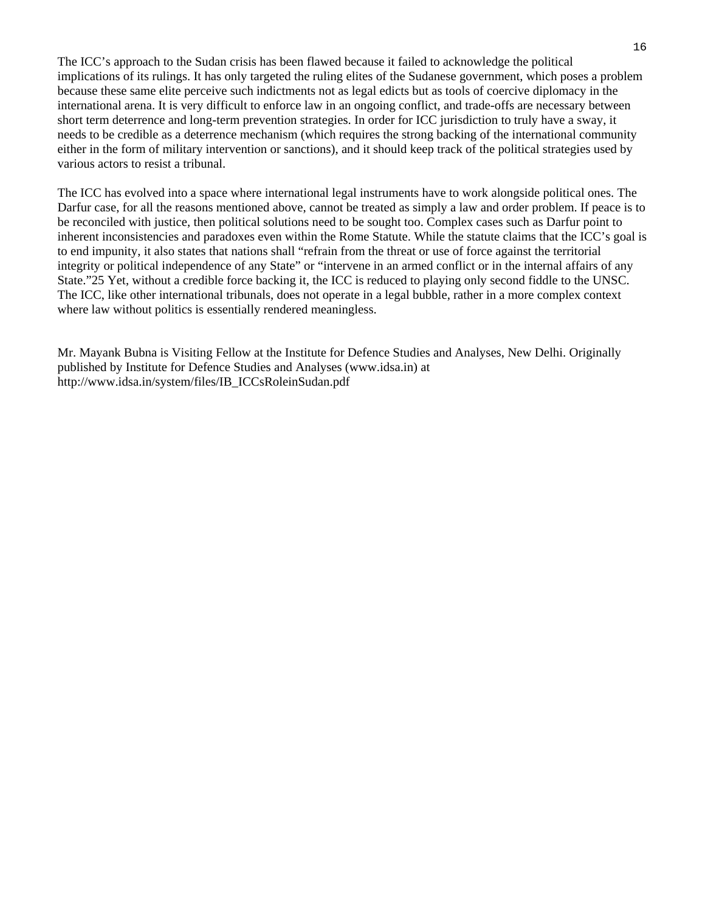The ICC's approach to the Sudan crisis has been flawed because it failed to acknowledge the political implications of its rulings. It has only targeted the ruling elites of the Sudanese government, which poses a problem because these same elite perceive such indictments not as legal edicts but as tools of coercive diplomacy in the international arena. It is very difficult to enforce law in an ongoing conflict, and trade-offs are necessary between short term deterrence and long-term prevention strategies. In order for ICC jurisdiction to truly have a sway, it needs to be credible as a deterrence mechanism (which requires the strong backing of the international community either in the form of military intervention or sanctions), and it should keep track of the political strategies used by various actors to resist a tribunal.

The ICC has evolved into a space where international legal instruments have to work alongside political ones. The Darfur case, for all the reasons mentioned above, cannot be treated as simply a law and order problem. If peace is to be reconciled with justice, then political solutions need to be sought too. Complex cases such as Darfur point to inherent inconsistencies and paradoxes even within the Rome Statute. While the statute claims that the ICC's goal is to end impunity, it also states that nations shall "refrain from the threat or use of force against the territorial integrity or political independence of any State" or "intervene in an armed conflict or in the internal affairs of any State."[25] Yet, without a credible force backing it, the ICC is reduced to playing only second fiddle to the UNSC. The ICC, like other international tribunals, does not operate in a legal bubble, rather in a more complex context where law without politics is essentially rendered meaningless.

Mr. Mayank Bubna is Visiting Fellow at the Institute for Defence Studies and Analyses, New Delhi. Originally published by Institute for Defence Studies and Analyses (www.idsa.in) at http://www.idsa.in/system/files/IB_ICCsRoleinSudan.pdf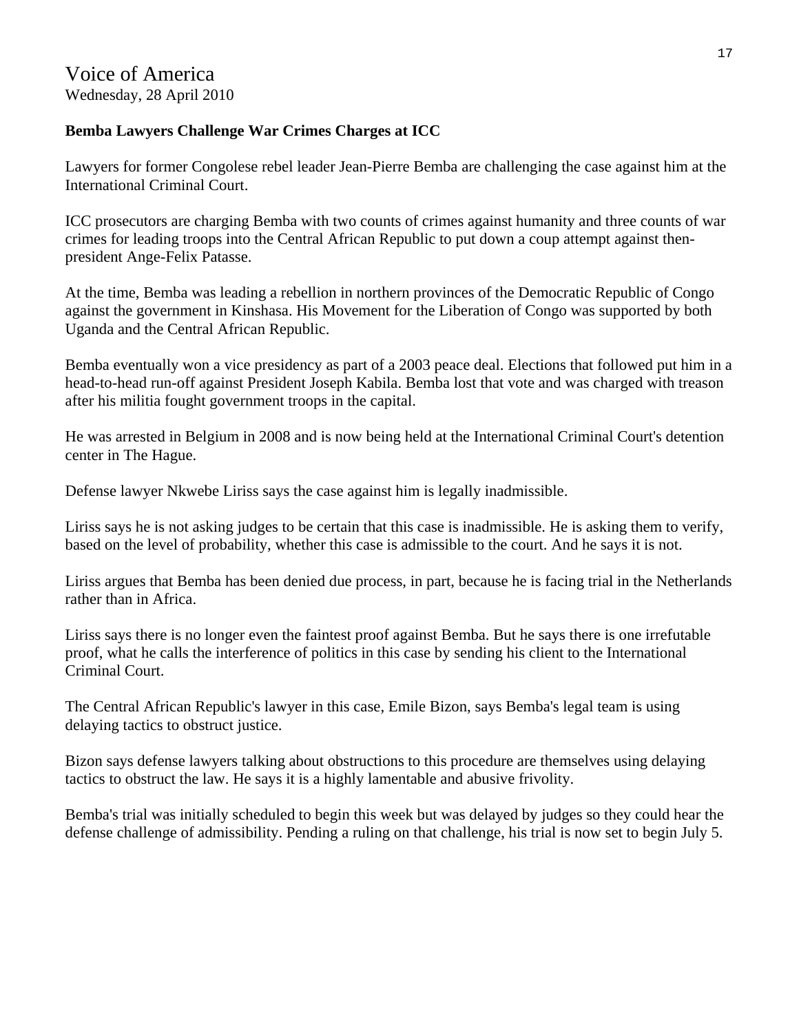Voice of America
Wednesday, 28 April 2010

**Bemba Lawyers Challenge War Crimes Charges at ICC**

Lawyers for former Congolese rebel leader Jean-Pierre Bemba are challenging the case against him at the International Criminal Court.

ICC prosecutors are charging Bemba with two counts of crimes against humanity and three counts of war crimes for leading troops into the Central African Republic to put down a coup attempt against then-president Ange-Felix Patasse.

At the time, Bemba was leading a rebellion in northern provinces of the Democratic Republic of Congo against the government in Kinshasa. His Movement for the Liberation of Congo was supported by both Uganda and the Central African Republic.

Bemba eventually won a vice presidency as part of a 2003 peace deal. Elections that followed put him in a head-to-head run-off against President Joseph Kabila. Bemba lost that vote and was charged with treason after his militia fought government troops in the capital.

He was arrested in Belgium in 2008 and is now being held at the International Criminal Court's detention center in The Hague.

Defense lawyer Nkwebe Liriss says the case against him is legally inadmissible.

Liriss says he is not asking judges to be certain that this case is inadmissible. He is asking them to verify, based on the level of probability, whether this case is admissible to the court. And he says it is not.

Liriss argues that Bemba has been denied due process, in part, because he is facing trial in the Netherlands rather than in Africa.

Liriss says there is no longer even the faintest proof against Bemba. But he says there is one irrefutable proof, what he calls the interference of politics in this case by sending his client to the International Criminal Court.

The Central African Republic's lawyer in this case, Emile Bizon, says Bemba's legal team is using delaying tactics to obstruct justice.

Bizon says defense lawyers talking about obstructions to this procedure are themselves using delaying tactics to obstruct the law. He says it is a highly lamentable and abusive frivolity.

Bemba's trial was initially scheduled to begin this week but was delayed by judges so they could hear the defense challenge of admissibility. Pending a ruling on that challenge, his trial is now set to begin July 5.